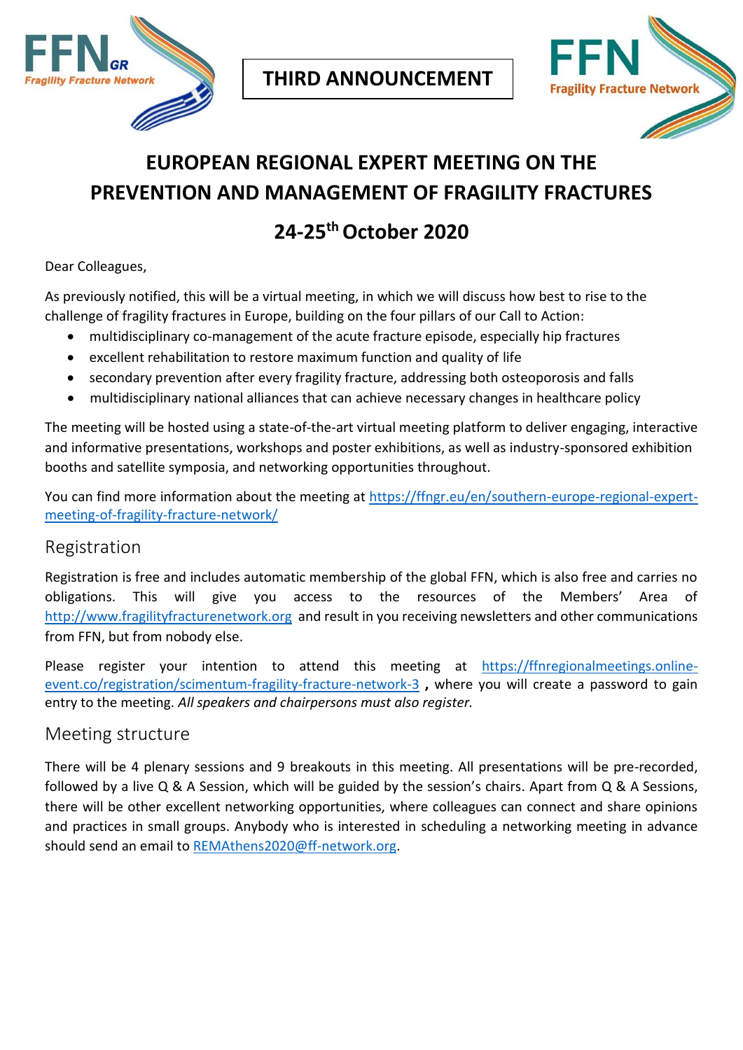**THIRD ANNOUNCEMENT**

# EUROPEAN REGIONAL EXPERT MEETING ON THE PREVENTION AND MANAGEMENT OF FRAGILITY FRACTURES

## 24-25th October 2020

Dear Colleagues,

As previously notified, this will be a virtual meeting, in which we will discuss how best to rise to the challenge of fragility fractures in Europe, building on the four pillars of our Call to Action:

- multidisciplinary co-management of the acute fracture episode, especially hip fractures
- excellent rehabilitation to restore maximum function and quality of life
- secondary prevention after every fragility fracture, addressing both osteoporosis and falls
- multidisciplinary national alliances that can achieve necessary changes in healthcare policy

The meeting will be hosted using a state-of-the-art virtual meeting platform to deliver engaging, interactive and informative presentations, workshops and poster exhibitions, as well as industry-sponsored exhibition booths and satellite symposia, and networking opportunities throughout.

You can find more information about the meeting at https://ffngr.eu/en/southern-europe-regional-expert-meeting-of-fragility-fracture-network/

## Registration

Registration is free and includes automatic membership of the global FFN, which is also free and carries no obligations. This will give you access to the resources of the Members' Area of http://www.fragilityfracturenetwork.org and result in you receiving newsletters and other communications from FFN, but from nobody else.

Please register your intention to attend this meeting at https://ffnregionalmeetings.online-event.co/registration/scimentum-fragility-fracture-network-3 , where you will create a password to gain entry to the meeting. *All speakers and chairpersons must also register.*

## Meeting structure

There will be 4 plenary sessions and 9 breakouts in this meeting. All presentations will be pre-recorded, followed by a live Q & A Session, which will be guided by the session's chairs. Apart from Q & A Sessions, there will be other excellent networking opportunities, where colleagues can connect and share opinions and practices in small groups. Anybody who is interested in scheduling a networking meeting in advance should send an email to REMAthens2020@ff-network.org.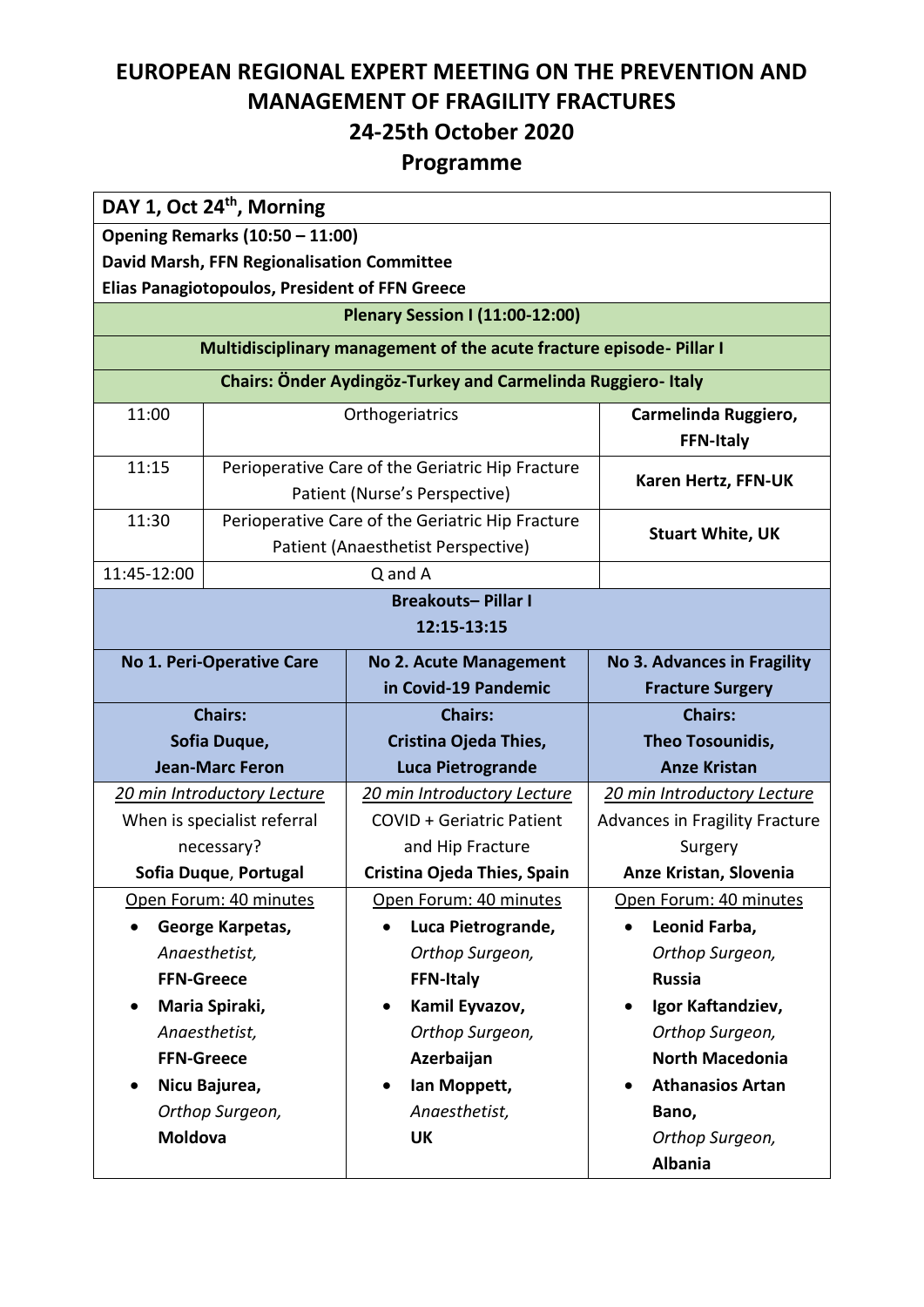# EUROPEAN REGIONAL EXPERT MEETING ON THE PREVENTION AND MANAGEMENT OF FRAGILITY FRACTURES

## 24-25th October 2020

## Programme

**DAY 1, Oct 24th, Morning**

**Opening Remarks (10:50 – 11:00)**
**David Marsh, FFN Regionalisation Committee**
**Elias Panagiotopoulos, President of FFN Greece**

**Plenary Session I (11:00-12:00)**

**Multidisciplinary management of the acute fracture episode- Pillar I**

**Chairs: Önder Aydingöz-Turkey and Carmelinda Ruggiero- Italy**

| Time | Topic | Speaker |
|---|---|---|
| 11:00 | Orthogeriatrics | **Carmelinda Ruggiero, FFN-Italy** |
| 11:15 | Perioperative Care of the Geriatric Hip Fracture Patient (Nurse's Perspective) | **Karen Hertz, FFN-UK** |
| 11:30 | Perioperative Care of the Geriatric Hip Fracture Patient (Anaesthetist Perspective) | **Stuart White, UK** |
| 11:45-12:00 | Q and A | |

**Breakouts– Pillar I**
**12:15-13:15**

| No 1. Peri-Operative Care | No 2. Acute Management in Covid-19 Pandemic | No 3. Advances in Fragility Fracture Surgery |
|---|---|---|
| **Chairs: Sofia Duque, Jean-Marc Feron** | **Chairs: Cristina Ojeda Thies, Luca Pietrogrande** | **Chairs: Theo Tosounidis, Anze Kristan** |
| 20 min Introductory Lecture<br>When is specialist referral necessary?<br>**Sofia Duque, Portugal** | 20 min Introductory Lecture<br>COVID + Geriatric Patient and Hip Fracture<br>**Cristina Ojeda Thies, Spain** | 20 min Introductory Lecture<br>Advances in Fragility Fracture Surgery<br>**Anze Kristan, Slovenia** |
| Open Forum: 40 minutes<br>• **George Karpetas**, *Anaesthetist*, **FFN-Greece**<br>• **Maria Spiraki**, *Anaesthetist*, **FFN-Greece**<br>• **Nicu Bajurea**, *Orthop Surgeon*, **Moldova** | Open Forum: 40 minutes<br>• **Luca Pietrogrande**, *Orthop Surgeon*, **FFN-Italy**<br>• **Kamil Eyvazov**, *Orthop Surgeon*, **Azerbaijan**<br>• **Ian Moppett**, *Anaesthetist*, **UK** | Open Forum: 40 minutes<br>• **Leonid Farba**, *Orthop Surgeon*, **Russia**<br>• **Igor Kaftandziev**, *Orthop Surgeon*, **North Macedonia**<br>• **Athanasios Artan Bano**, *Orthop Surgeon*, **Albania** |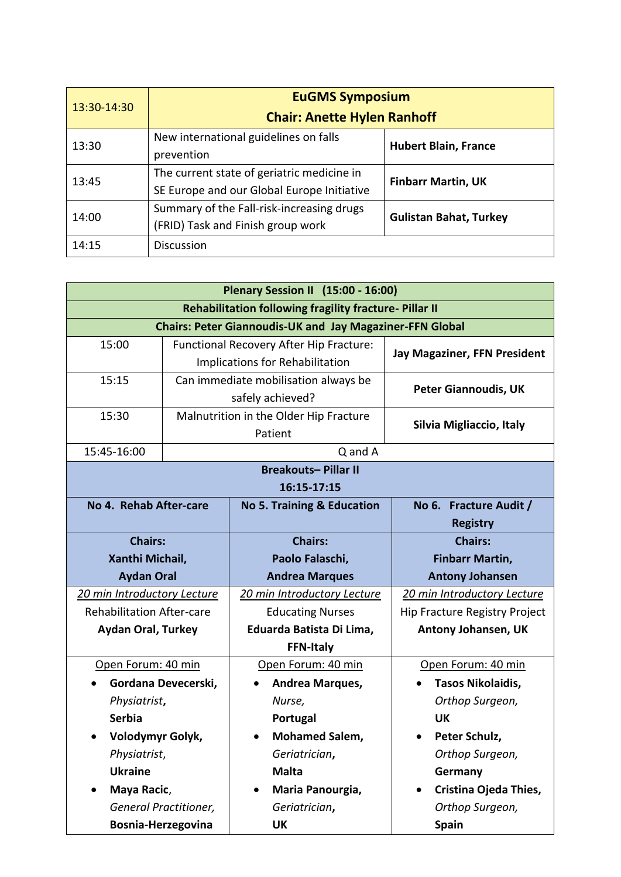| 13:30-14:30 | **EuGMS Symposium**<br>**Chair: Anette Hylen Ranhoff** | |
|---|---|---|
| 13:30 | New international guidelines on falls prevention | **Hubert Blain, France** |
| 13:45 | The current state of geriatric medicine in SE Europe and our Global Europe Initiative | **Finbarr Martin, UK** |
| 14:00 | Summary of the Fall-risk-increasing drugs (FRID) Task and Finish group work | **Gulistan Bahat, Turkey** |
| 14:15 | Discussion | |

| **Plenary Session II (15:00 - 16:00)** | | |
|---|---|---|
| **Rehabilitation following fragility fracture- Pillar II** | | |
| **Chairs: Peter Giannoudis-UK and Jay Magaziner-FFN Global** | | |
| 15:00 | Functional Recovery After Hip Fracture: Implications for Rehabilitation | **Jay Magaziner, FFN President** |
| 15:15 | Can immediate mobilisation always be safely achieved? | **Peter Giannoudis, UK** |
| 15:30 | Malnutrition in the Older Hip Fracture Patient | **Silvia Migliaccio, Italy** |
| 15:45-16:00 | Q and A | |

| **Breakouts– Pillar II**<br>**16:15-17:15** | | |
|---|---|---|
| **No 4. Rehab After-care** | **No 5. Training & Education** | **No 6. Fracture Audit / Registry** |
| **Chairs:**<br>**Xanthi Michail,**<br>**Aydan Oral** | **Chairs:**<br>**Paolo Falaschi,**<br>**Andrea Marques** | **Chairs:**<br>**Finbarr Martin,**<br>**Antony Johansen** |
| 20 min Introductory Lecture<br>Rehabilitation After-care<br>**Aydan Oral, Turkey** | 20 min Introductory Lecture<br>Educating Nurses<br>**Eduarda Batista Di Lima, FFN-Italy** | 20 min Introductory Lecture<br>Hip Fracture Registry Project<br>**Antony Johansen, UK** |
| Open Forum: 40 min<br>• **Gordana Devecerski,** *Physiatrist*, **Serbia**<br>• **Volodymyr Golyk,** *Physiatrist*, **Ukraine**<br>• **Maya Racic**, *General Practitioner,* **Bosnia-Herzegovina** | Open Forum: 40 min<br>• **Andrea Marques,** *Nurse,* **Portugal**<br>• **Mohamed Salem,** *Geriatrician*, **Malta**<br>• **Maria Panourgia,** *Geriatrician*, **UK** | Open Forum: 40 min<br>• **Tasos Nikolaidis,** *Orthop Surgeon,* **UK**<br>• **Peter Schulz,** *Orthop Surgeon,* **Germany**<br>• **Cristina Ojeda Thies,** *Orthop Surgeon,* **Spain** |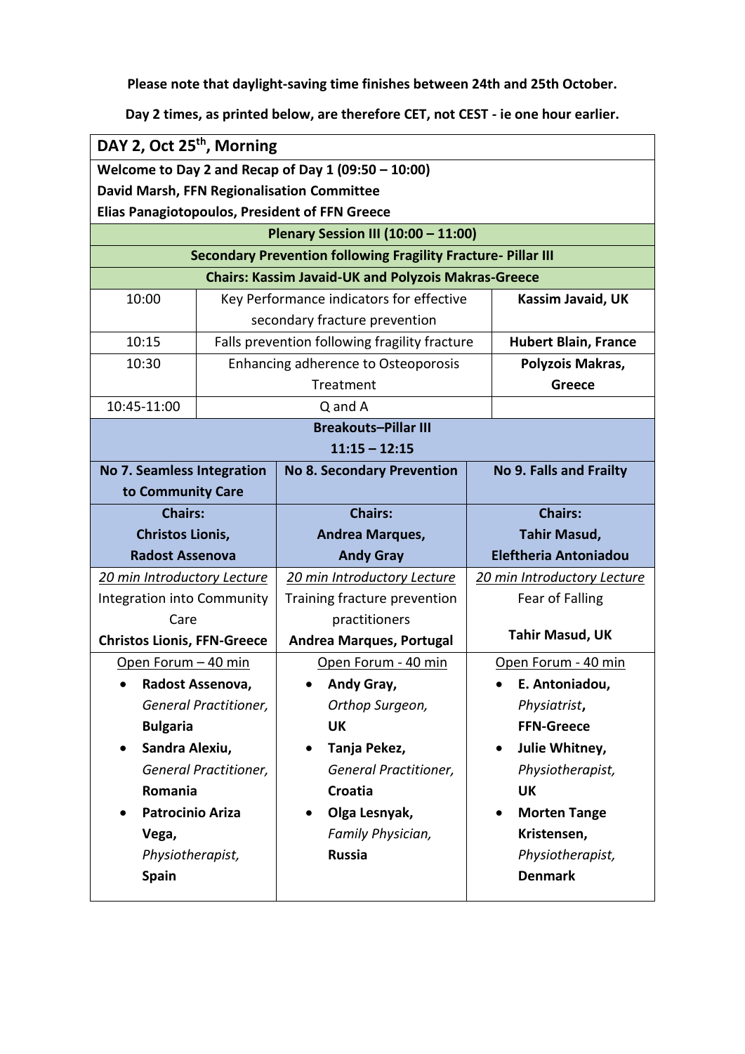**Please note that daylight-saving time finishes between 24th and 25th October.**

**Day 2 times, as printed below, are therefore CET, not CEST - ie one hour earlier.**

| **DAY 2, Oct 25th, Morning** | | |
|---|---|---|
| **Welcome to Day 2 and Recap of Day 1 (09:50 – 10:00)**<br>**David Marsh, FFN Regionalisation Committee**<br>**Elias Panagiotopoulos, President of FFN Greece** | | |
| **Plenary Session III (10:00 – 11:00)** | | |
| **Secondary Prevention following Fragility Fracture- Pillar III** | | |
| **Chairs: Kassim Javaid-UK and Polyzois Makras-Greece** | | |
| 10:00 | Key Performance indicators for effective secondary fracture prevention | **Kassim Javaid, UK** |
| 10:15 | Falls prevention following fragility fracture | **Hubert Blain, France** |
| 10:30 | Enhancing adherence to Osteoporosis Treatment | **Polyzois Makras, Greece** |
| 10:45-11:00 | Q and A | |

| **Breakouts–Pillar III**<br>**11:15 – 12:15** | | |
|---|---|---|
| **No 7. Seamless Integration to Community Care** | **No 8. Secondary Prevention** | **No 9. Falls and Frailty** |
| **Chairs:**<br>**Christos Lionis,**<br>**Radost Assenova** | **Chairs:**<br>**Andrea Marques,**<br>**Andy Gray** | **Chairs:**<br>**Tahir Masud,**<br>**Eleftheria Antoniadou** |
| *20 min Introductory Lecture*<br>Integration into Community Care<br>**Christos Lionis, FFN-Greece** | *20 min Introductory Lecture*<br>Training fracture prevention practitioners<br>**Andrea Marques, Portugal** | *20 min Introductory Lecture*<br>Fear of Falling<br>**Tahir Masud, UK** |
| Open Forum – 40 min<br>• **Radost Assenova,** *General Practitioner,* **Bulgaria**<br>• **Sandra Alexiu,** *General Practitioner,* **Romania**<br>• **Patrocinio Ariza Vega,** *Physiotherapist,* **Spain** | Open Forum - 40 min<br>• **Andy Gray,** *Orthop Surgeon,* **UK**<br>• **Tanja Pekez,** *General Practitioner,* **Croatia**<br>• **Olga Lesnyak,** *Family Physician,* **Russia** | Open Forum - 40 min<br>• **E. Antoniadou,** *Physiatrist*, **FFN-Greece**<br>• **Julie Whitney,** *Physiotherapist,* **UK**<br>• **Morten Tange Kristensen,** *Physiotherapist,* **Denmark** |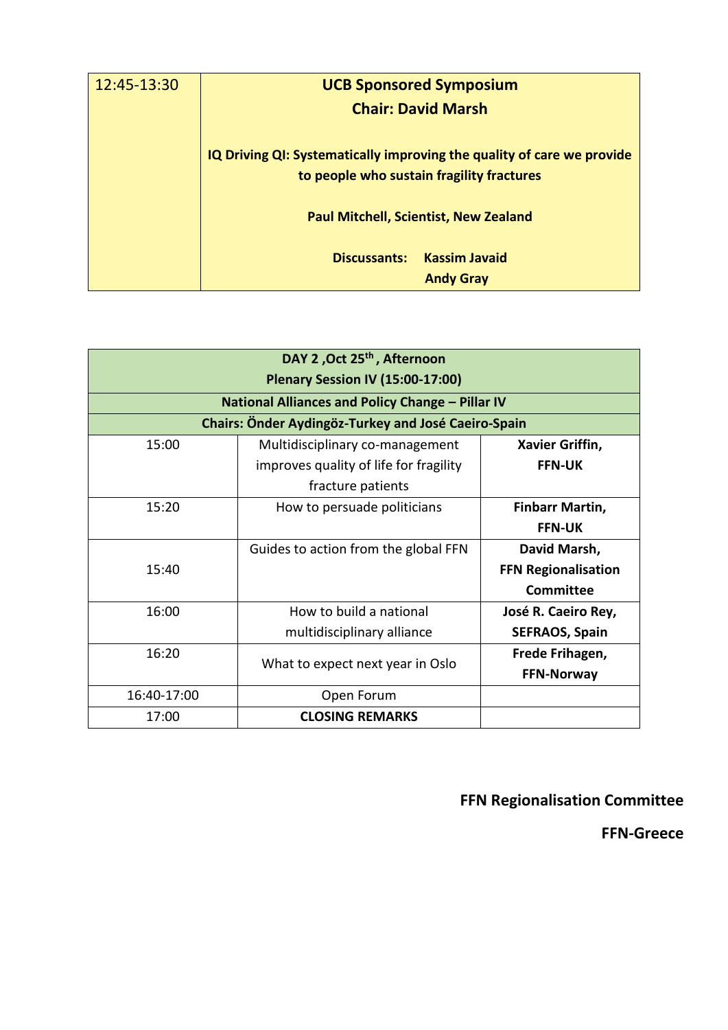| | |
|---|---|
| 12:45-13:30 | **UCB Sponsored Symposium**<br>**Chair: David Marsh**<br><br>**IQ Driving QI: Systematically improving the quality of care we provide to people who sustain fragility fractures**<br><br>**Paul Mitchell, Scientist, New Zealand**<br><br>**Discussants: Kassim Javaid**<br>**Andy Gray** |

| **DAY 2 ,Oct 25th , Afternoon**<br>**Plenary Session IV (15:00-17:00)** | | |
|---|---|---|
| **National Alliances and Policy Change – Pillar IV** | | |
| **Chairs: Önder Aydingöz-Turkey and José Caeiro-Spain** | | |
| 15:00 | Multidisciplinary co-management improves quality of life for fragility fracture patients | **Xavier Griffin, FFN-UK** |
| 15:20 | How to persuade politicians | **Finbarr Martin, FFN-UK** |
| 15:40 | Guides to action from the global FFN | **David Marsh, FFN Regionalisation Committee** |
| 16:00 | How to build a national multidisciplinary alliance | **José R. Caeiro Rey, SEFRAOS, Spain** |
| 16:20 | What to expect next year in Oslo | **Frede Frihagen, FFN-Norway** |
| 16:40-17:00 | Open Forum | |
| 17:00 | **CLOSING REMARKS** | |

**FFN Regionalisation Committee**

**FFN-Greece**